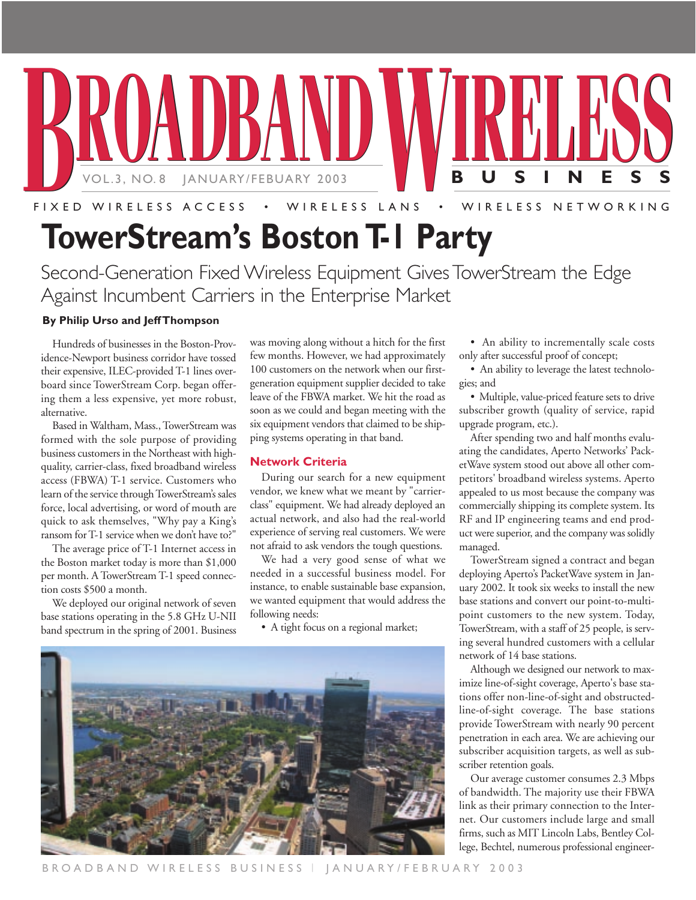# BROADBAND WIRELESS BUSINESS

VOL.3, NO. 8 JANUARY/FEBUARY 2003

FIXED WIRELESS ACCESS • WIRELESS LANS • WIRELESS NETWORKING

# TowerStream's Boston T-1 Party

## Second-Generation Fixed Wireless Equipment Gives TowerStream the Edge Against Incumbent Carriers in the Enterprise Market

**By Philip Urso and Jeff Thompson**

Hundreds of businesses in the Boston-Providence-Newport business corridor have tossed their expensive, ILEC-provided T-1 lines overboard since TowerStream Corp. began offering them a less expensive, yet more robust, alternative.

Based in Waltham, Mass., TowerStream was formed with the sole purpose of providing business customers in the Northeast with high-quality, carrier-class, fixed broadband wireless access (FBWA) T-1 service. Customers who learn of the service through TowerStream's sales force, local advertising, or word of mouth are quick to ask themselves, "Why pay a King's ransom for T-1 service when we don't have to?"

The average price of T-1 Internet access in the Boston market today is more than $1,000 per month. A TowerStream T-1 speed connection costs $500 a month.

We deployed our original network of seven base stations operating in the 5.8 GHz U-NII band spectrum in the spring of 2001. Business was moving along without a hitch for the first few months. However, we had approximately 100 customers on the network when our first-generation equipment supplier decided to take leave of the FBWA market. We hit the road as soon as we could and began meeting with the six equipment vendors that claimed to be shipping systems operating in that band.

### Network Criteria

During our search for a new equipment vendor, we knew what we meant by "carrier-class" equipment. We had already deployed an actual network, and also had the real-world experience of serving real customers. We were not afraid to ask vendors the tough questions.

We had a very good sense of what we needed in a successful business model. For instance, to enable sustainable base expansion, we wanted equipment that would address the following needs:

- A tight focus on a regional market;
- An ability to incrementally scale costs only after successful proof of concept;
- An ability to leverage the latest technologies; and
- Multiple, value-priced feature sets to drive subscriber growth (quality of service, rapid upgrade program, etc.).

After spending two and half months evaluating the candidates, Aperto Networks' PacketWave system stood out above all other competitors' broadband wireless systems. Aperto appealed to us most because the company was commercially shipping its complete system. Its RF and IP engineering teams and end product were superior, and the company was solidly managed.

TowerStream signed a contract and began deploying Aperto's PacketWave system in January 2002. It took six weeks to install the new base stations and convert our point-to-multipoint customers to the new system. Today, TowerStream, with a staff of 25 people, is serving several hundred customers with a cellular network of 14 base stations.

Although we designed our network to maximize line-of-sight coverage, Aperto's base stations offer non-line-of-sight and obstructed-line-of-sight coverage. The base stations provide TowerStream with nearly 90 percent penetration in each area. We are achieving our subscriber acquisition targets, as well as subscriber retention goals.

Our average customer consumes 2.3 Mbps of bandwidth. The majority use their FBWA link as their primary connection to the Internet. Our customers include large and small firms, such as MIT Lincoln Labs, Bentley College, Bechtel, numerous professional engineer-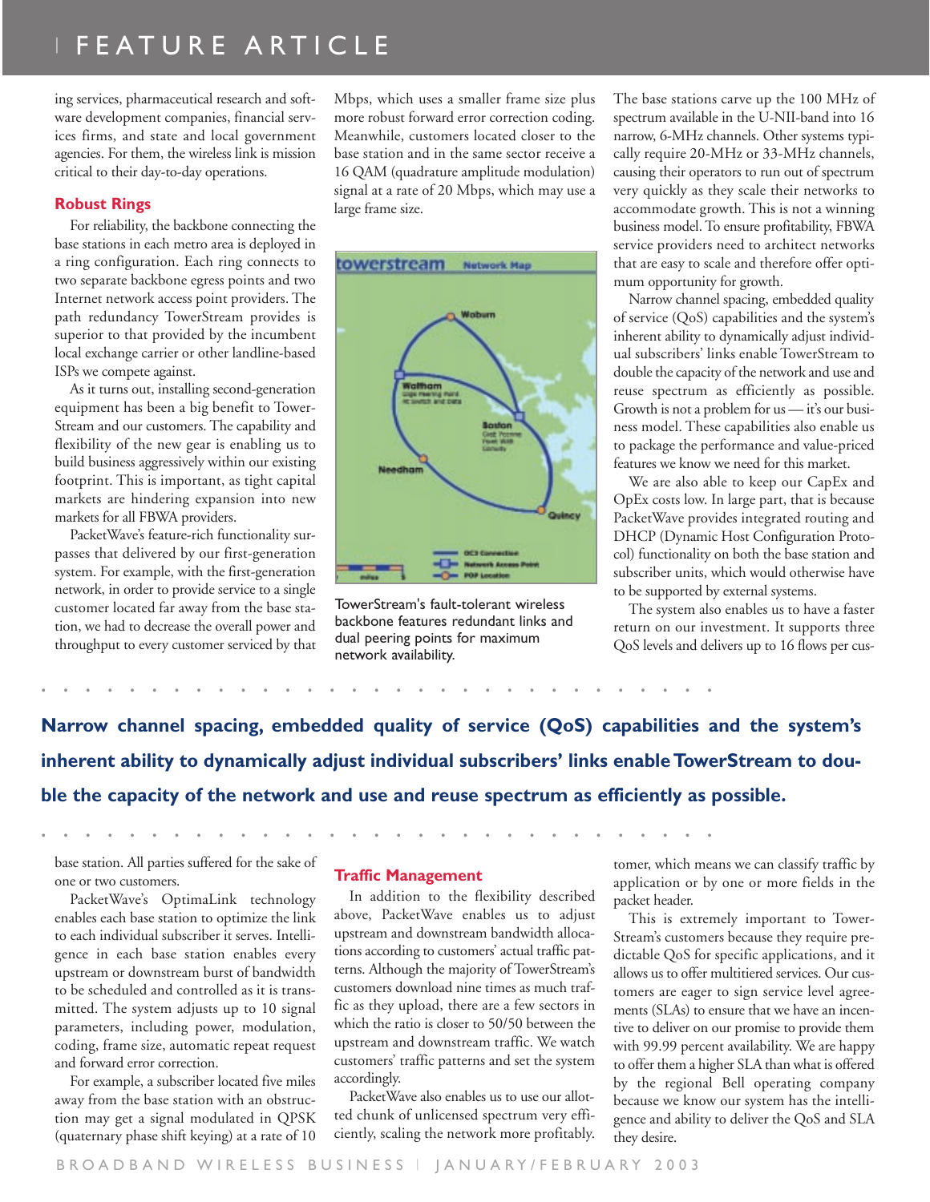ing services, pharmaceutical research and software development companies, financial services firms, and state and local government agencies. For them, the wireless link is mission critical to their day-to-day operations.

## Robust Rings

For reliability, the backbone connecting the base stations in each metro area is deployed in a ring configuration. Each ring connects to two separate backbone egress points and two Internet network access point providers. The path redundancy TowerStream provides is superior to that provided by the incumbent local exchange carrier or other landline-based ISPs we compete against.

As it turns out, installing second-generation equipment has been a big benefit to TowerStream and our customers. The capability and flexibility of the new gear is enabling us to build business aggressively within our existing footprint. This is important, as tight capital markets are hindering expansion into new markets for all FBWA providers.

PacketWave's feature-rich functionality surpasses that delivered by our first-generation system. For example, with the first-generation network, in order to provide service to a single customer located far away from the base station, we had to decrease the overall power and throughput to every customer serviced by that base station. All parties suffered for the sake of one or two customers.

PacketWave's OptimaLink technology enables each base station to optimize the link to each individual subscriber it serves. Intelligence in each base station enables every upstream or downstream burst of bandwidth to be scheduled and controlled as it is transmitted. The system adjusts up to 10 signal parameters, including power, modulation, coding, frame size, automatic repeat request and forward error correction.

For example, a subscriber located five miles away from the base station with an obstruction may get a signal modulated in QPSK (quaternary phase shift keying) at a rate of 10 Mbps, which uses a smaller frame size plus more robust forward error correction coding. Meanwhile, customers located closer to the base station and in the same sector receive a 16 QAM (quadrature amplitude modulation) signal at a rate of 20 Mbps, which may use a large frame size.

TowerStream's fault-tolerant wireless backbone features redundant links and dual peering points for maximum network availability.

The base stations carve up the 100 MHz of spectrum available in the U-NII-band into 16 narrow, 6-MHz channels. Other systems typically require 20-MHz or 33-MHz channels, causing their operators to run out of spectrum very quickly as they scale their networks to accommodate growth. This is not a winning business model. To ensure profitability, FBWA service providers need to architect networks that are easy to scale and therefore offer optimum opportunity for growth.

Narrow channel spacing, embedded quality of service (QoS) capabilities and the system's inherent ability to dynamically adjust individual subscribers' links enable TowerStream to double the capacity of the network and use and reuse spectrum as efficiently as possible. Growth is not a problem for us — it's our business model. These capabilities also enable us to package the performance and value-priced features we know we need for this market.

We are also able to keep our CapEx and OpEx costs low. In large part, that is because PacketWave provides integrated routing and DHCP (Dynamic Host Configuration Protocol) functionality on both the base station and subscriber units, which would otherwise have to be supported by external systems.

The system also enables us to have a faster return on our investment. It supports three QoS levels and delivers up to 16 flows per customer, which means we can classify traffic by application or by one or more fields in the packet header.

**Narrow channel spacing, embedded quality of service (QoS) capabilities and the system's inherent ability to dynamically adjust individual subscribers' links enable TowerStream to double the capacity of the network and use and reuse spectrum as efficiently as possible.**

This is extremely important to TowerStream's customers because they require predictable QoS for specific applications, and it allows us to offer multitiered services. Our customers are eager to sign service level agreements (SLAs) to ensure that we have an incentive to deliver on our promise to provide them with 99.99 percent availability. We are happy to offer them a higher SLA than what is offered by the regional Bell operating company because we know our system has the intelligence and ability to deliver the QoS and SLA they desire.

## Traffic Management

In addition to the flexibility described above, PacketWave enables us to adjust upstream and downstream bandwidth allocations according to customers' actual traffic patterns. Although the majority of TowerStream's customers download nine times as much traffic as they upload, there are a few sectors in which the ratio is closer to 50/50 between the upstream and downstream traffic. We watch customers' traffic patterns and set the system accordingly.

PacketWave also enables us to use our allotted chunk of unlicensed spectrum very efficiently, scaling the network more profitably.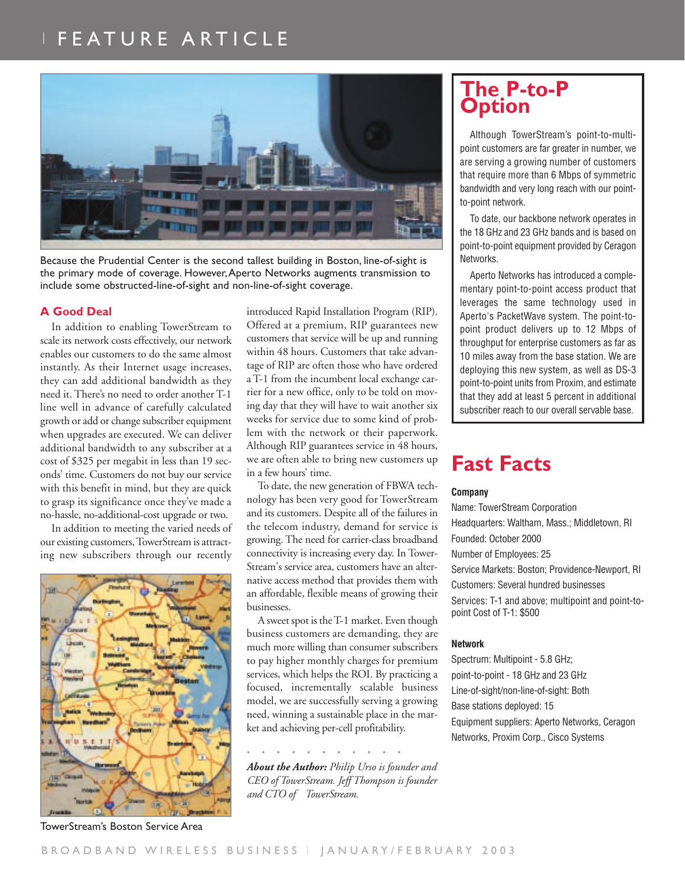Because the Prudential Center is the second tallest building in Boston, line-of-sight is the primary mode of coverage. However, Aperto Networks augments transmission to include some obstructed-line-of-sight and non-line-of-sight coverage.

### A Good Deal

In addition to enabling TowerStream to scale its network costs effectively, our network enables our customers to do the same almost instantly. As their Internet usage increases, they can add additional bandwidth as they need it. There's no need to order another T-1 line well in advance of carefully calculated growth or add or change subscriber equipment when upgrades are executed. We can deliver additional bandwidth to any subscriber at a cost of $325 per megabit in less than 19 seconds' time. Customers do not buy our service with this benefit in mind, but they are quick to grasp its significance once they've made a no-hassle, no-additional-cost upgrade or two.

In addition to meeting the varied needs of our existing customers, TowerStream is attracting new subscribers through our recently introduced Rapid Installation Program (RIP). Offered at a premium, RIP guarantees new customers that service will be up and running within 48 hours. Customers that take advantage of RIP are often those who have ordered a T-1 from the incumbent local exchange carrier for a new office, only to be told on moving day that they will have to wait another six weeks for service due to some kind of problem with the network or their paperwork. Although RIP guarantees service in 48 hours, we are often able to bring new customers up in a few hours' time.

TowerStream's Boston Service Area

To date, the new generation of FBWA technology has been very good for TowerStream and its customers. Despite all of the failures in the telecom industry, demand for service is growing. The need for carrier-class broadband connectivity is increasing every day. In TowerStream's service area, customers have an alternative access method that provides them with an affordable, flexible means of growing their businesses.

A sweet spot is the T-1 market. Even though business customers are demanding, they are much more willing than consumer subscribers to pay higher monthly charges for premium services, which helps the ROI. By practicing a focused, incrementally scalable business model, we are successfully serving a growing need, winning a sustainable place in the market and achieving per-cell profitability.

***About the Author:*** *Philip Urso is founder and CEO of TowerStream. Jeff Thompson is founder and CTO of TowerStream.*

## The P-to-P Option

Although TowerStream's point-to-multipoint customers are far greater in number, we are serving a growing number of customers that require more than 6 Mbps of symmetric bandwidth and very long reach with our point-to-point network.

To date, our backbone network operates in the 18 GHz and 23 GHz bands and is based on point-to-point equipment provided by Ceragon Networks.

Aperto Networks has introduced a complementary point-to-point access product that leverages the same technology used in Aperto's PacketWave system. The point-to-point product delivers up to 12 Mbps of throughput for enterprise customers as far as 10 miles away from the base station. We are deploying this new system, as well as DS-3 point-to-point units from Proxim, and estimate that they add at least 5 percent in additional subscriber reach to our overall servable base.

## Fast Facts

**Company**

Name: TowerStream Corporation
Headquarters: Waltham, Mass.; Middletown, RI
Founded: October 2000
Number of Employees: 25
Service Markets: Boston; Providence-Newport, RI
Customers: Several hundred businesses
Services: T-1 and above; multipoint and point-to-point Cost of T-1: $500

**Network**

Spectrum: Multipoint - 5.8 GHz;
point-to-point - 18 GHz and 23 GHz
Line-of-sight/non-line-of-sight: Both
Base stations deployed: 15
Equipment suppliers: Aperto Networks, Ceragon Networks, Proxim Corp., Cisco Systems